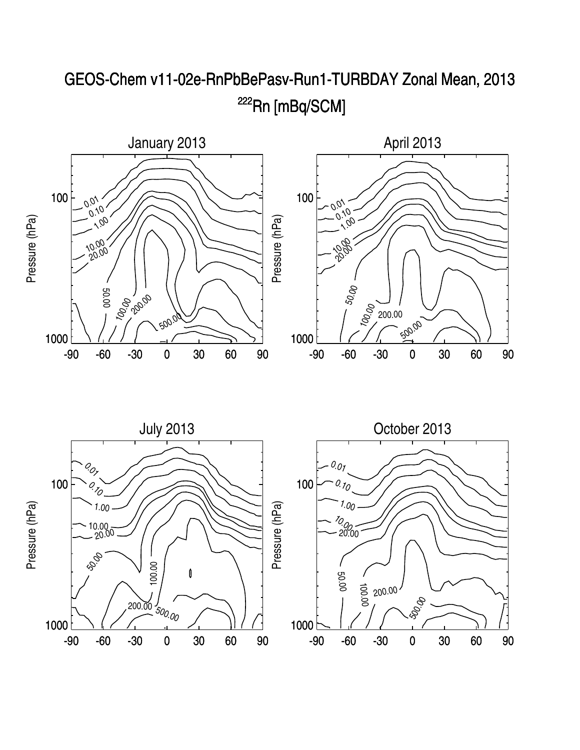# GEOS-Chem v11-02e-RnPbBePasv-Run1-TURBDAY Zonal Mean, 2013

## $^{222}$Rn [mBq/SCM]

### January 2013

Pressure (hPa): 100, 1000

Latitude: -90, -60, -30, 0, 30, 60, 90

Contour labels: 0.01, 0.10, 1.00, 10.00, 20.00, 50.00, 100.00, 200.00, 500.00

### April 2013

Pressure (hPa): 100, 1000

Latitude: -90, -60, -30, 0, 30, 60, 90

Contour labels: 0.01, 0.10, 1.00, 10.00, 20.00, 50.00, 100.00, 200.00, 500.00

### July 2013

Pressure (hPa): 100, 1000

Latitude: -90, -60, -30, 0, 30, 60, 90

Contour labels: 0.01, 0.10, 1.00, 10.00, 20.00, 50.00, 100.00, 200.00, 500.00

### October 2013

Pressure (hPa): 100, 1000

Latitude: -90, -60, -30, 0, 30, 60, 90

Contour labels: 0.01, 0.10, 1.00, 10.00, 20.00, 50.00, 100.00, 200.00, 500.00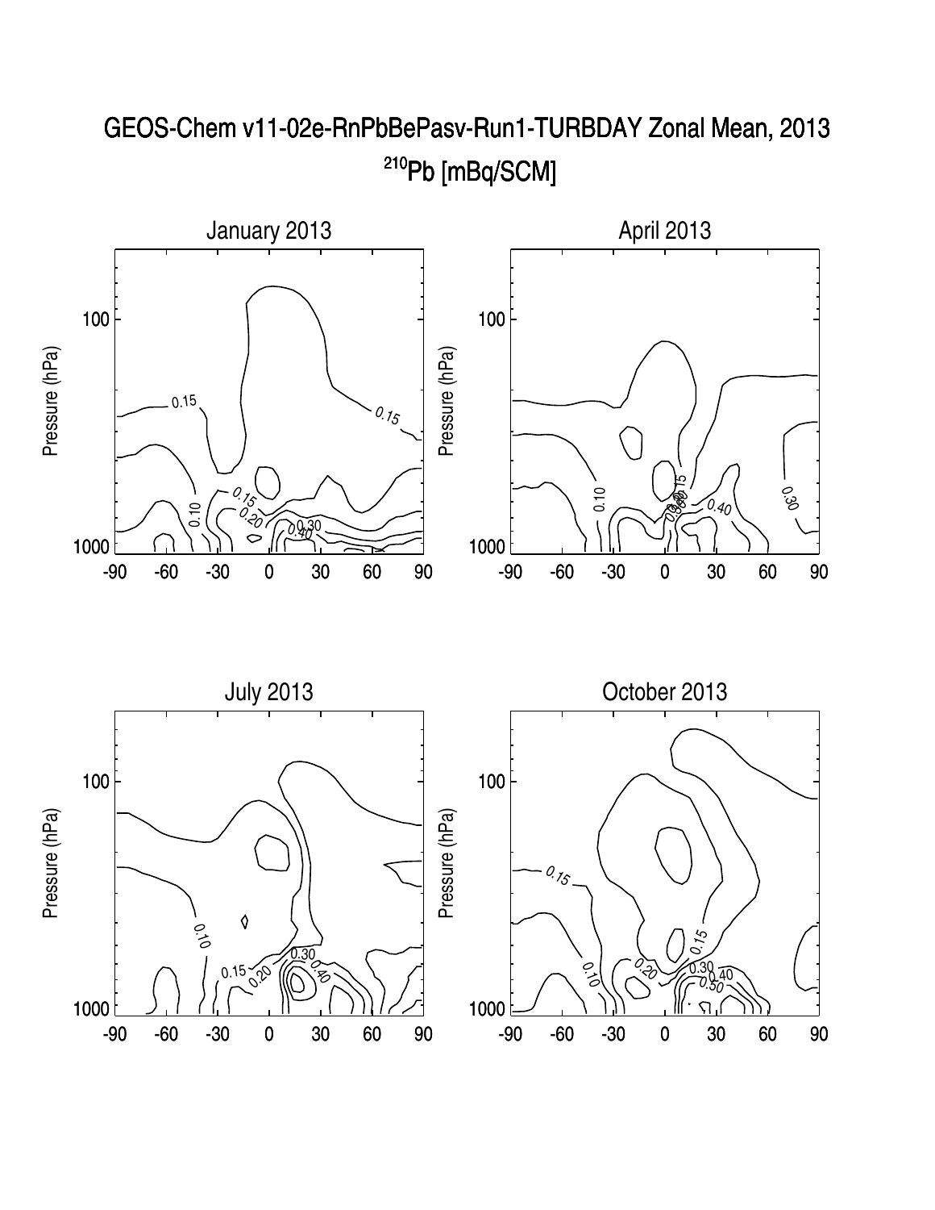# GEOS-Chem v11-02e-RnPbBePasv-Run1-TURBDAY Zonal Mean, 2013

## $^{210}$Pb [mBq/SCM]

### January 2013

Pressure (hPa)

0.15, 0.15, 0.15, 0.10, 0.20, 0.30, 0.40

-90 -60 -30 0 30 60 90

### April 2013

Pressure (hPa)

0.10, 0.15, 0.40, 0.30

-90 -60 -30 0 30 60 90

### July 2013

Pressure (hPa)

0.10, 0.15, 0.20, 0.30, 0.40

-90 -60 -30 0 30 60 90

### October 2013

Pressure (hPa)

0.15, 0.10, 0.20, 0.15, 0.30, 0.40, 0.50

-90 -60 -30 0 30 60 90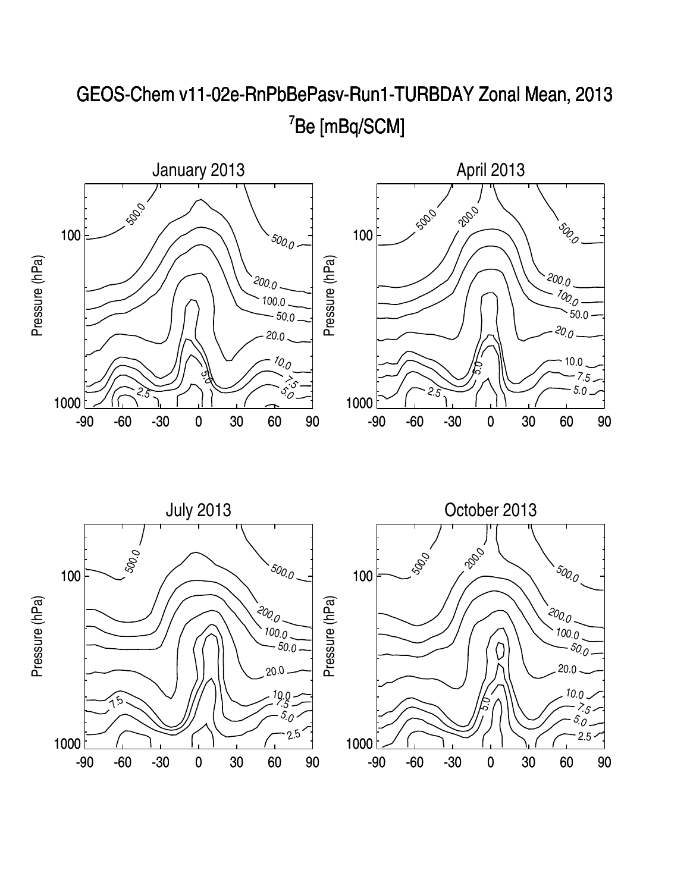# GEOS-Chem v11-02e-RnPbBePasv-Run1-TURBDAY Zonal Mean, 2013

## $^{7}$Be [mBq/SCM]

January 2013

Pressure (hPa)

100

1000

-90 -60 -30 0 30 60 90

500.0
500.0
200.0
100.0
50.0
20.0
10.0
7.5
5.0
5.0
2.5

April 2013

Pressure (hPa)

100

1000

-90 -60 -30 0 30 60 90

500.0
200.0
500.0
200.0
100.0
50.0
20.0
10.0
7.5
5.0
5.0
2.5

July 2013

Pressure (hPa)

100

1000

-90 -60 -30 0 30 60 90

500.0
500.0
200.0
100.0
50.0
20.0
10.0
7.5
7.5
5.0
2.5

October 2013

Pressure (hPa)

100

1000

-90 -60 -30 0 30 60 90

500.0
200.0
500.0
200.0
100.0
50.0
20.0
10.0
7.5
5.0
5.0
2.5